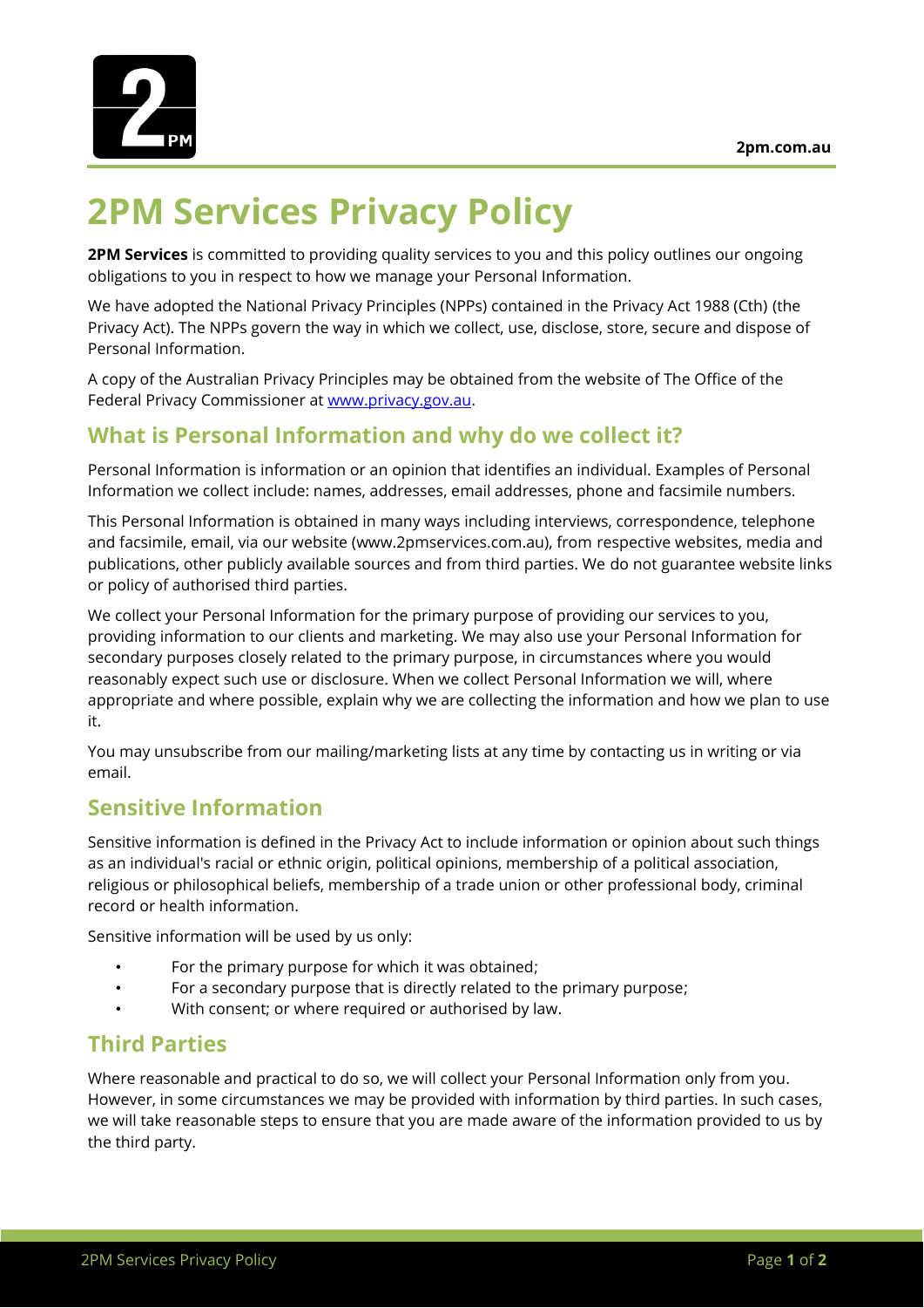# 2PM Services Privacy Policy

**2PM Services** is committed to providing quality services to you and this policy outlines our ongoing obligations to you in respect to how we manage your Personal Information.

We have adopted the National Privacy Principles (NPPs) contained in the Privacy Act 1988 (Cth) (the Privacy Act). The NPPs govern the way in which we collect, use, disclose, store, secure and dispose of Personal Information.

A copy of the Australian Privacy Principles may be obtained from the website of The Office of the Federal Privacy Commissioner at www.privacy.gov.au.

## What is Personal Information and why do we collect it?

Personal Information is information or an opinion that identifies an individual. Examples of Personal Information we collect include: names, addresses, email addresses, phone and facsimile numbers.

This Personal Information is obtained in many ways including interviews, correspondence, telephone and facsimile, email, via our website (www.2pmservices.com.au), from respective websites, media and publications, other publicly available sources and from third parties. We do not guarantee website links or policy of authorised third parties.

We collect your Personal Information for the primary purpose of providing our services to you, providing information to our clients and marketing. We may also use your Personal Information for secondary purposes closely related to the primary purpose, in circumstances where you would reasonably expect such use or disclosure. When we collect Personal Information we will, where appropriate and where possible, explain why we are collecting the information and how we plan to use it.

You may unsubscribe from our mailing/marketing lists at any time by contacting us in writing or via email.

## Sensitive Information

Sensitive information is defined in the Privacy Act to include information or opinion about such things as an individual's racial or ethnic origin, political opinions, membership of a political association, religious or philosophical beliefs, membership of a trade union or other professional body, criminal record or health information.

Sensitive information will be used by us only:

- For the primary purpose for which it was obtained;
- For a secondary purpose that is directly related to the primary purpose;
- With consent; or where required or authorised by law.

## Third Parties

Where reasonable and practical to do so, we will collect your Personal Information only from you. However, in some circumstances we may be provided with information by third parties. In such cases, we will take reasonable steps to ensure that you are made aware of the information provided to us by the third party.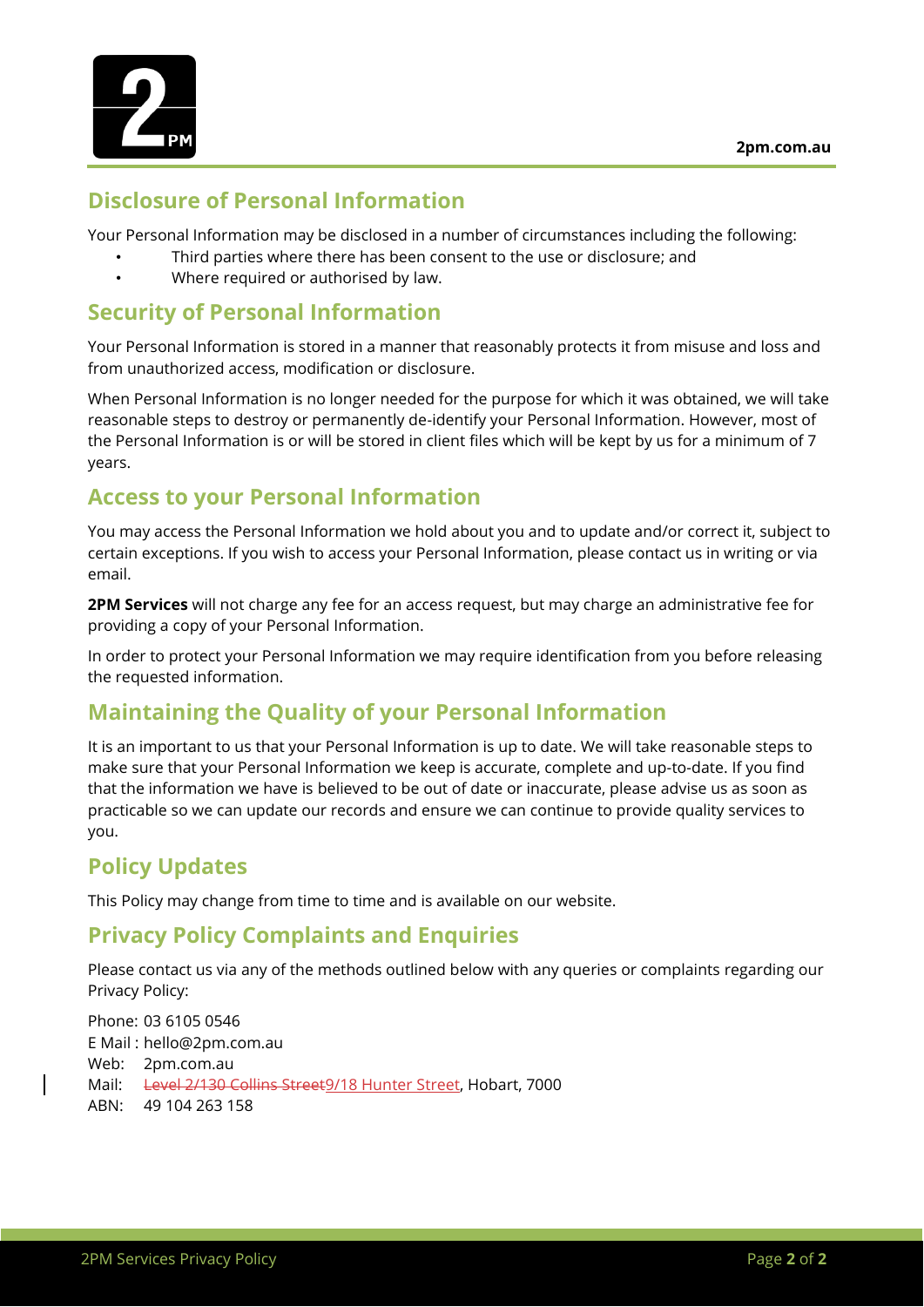## Disclosure of Personal Information

Your Personal Information may be disclosed in a number of circumstances including the following:

- Third parties where there has been consent to the use or disclosure; and
- Where required or authorised by law.

## Security of Personal Information

Your Personal Information is stored in a manner that reasonably protects it from misuse and loss and from unauthorized access, modification or disclosure.

When Personal Information is no longer needed for the purpose for which it was obtained, we will take reasonable steps to destroy or permanently de-identify your Personal Information. However, most of the Personal Information is or will be stored in client files which will be kept by us for a minimum of 7 years.

## Access to your Personal Information

You may access the Personal Information we hold about you and to update and/or correct it, subject to certain exceptions. If you wish to access your Personal Information, please contact us in writing or via email.

**2PM Services** will not charge any fee for an access request, but may charge an administrative fee for providing a copy of your Personal Information.

In order to protect your Personal Information we may require identification from you before releasing the requested information.

## Maintaining the Quality of your Personal Information

It is an important to us that your Personal Information is up to date. We will take reasonable steps to make sure that your Personal Information we keep is accurate, complete and up-to-date. If you find that the information we have is believed to be out of date or inaccurate, please advise us as soon as practicable so we can update our records and ensure we can continue to provide quality services to you.

## Policy Updates

This Policy may change from time to time and is available on our website.

## Privacy Policy Complaints and Enquiries

Please contact us via any of the methods outlined below with any queries or complaints regarding our Privacy Policy:

Phone: 03 6105 0546
E Mail : hello@2pm.com.au
Web: 2pm.com.au
Mail: ~~Level 2/130 Collins Street~~9/18 Hunter Street, Hobart, 7000
ABN: 49 104 263 158